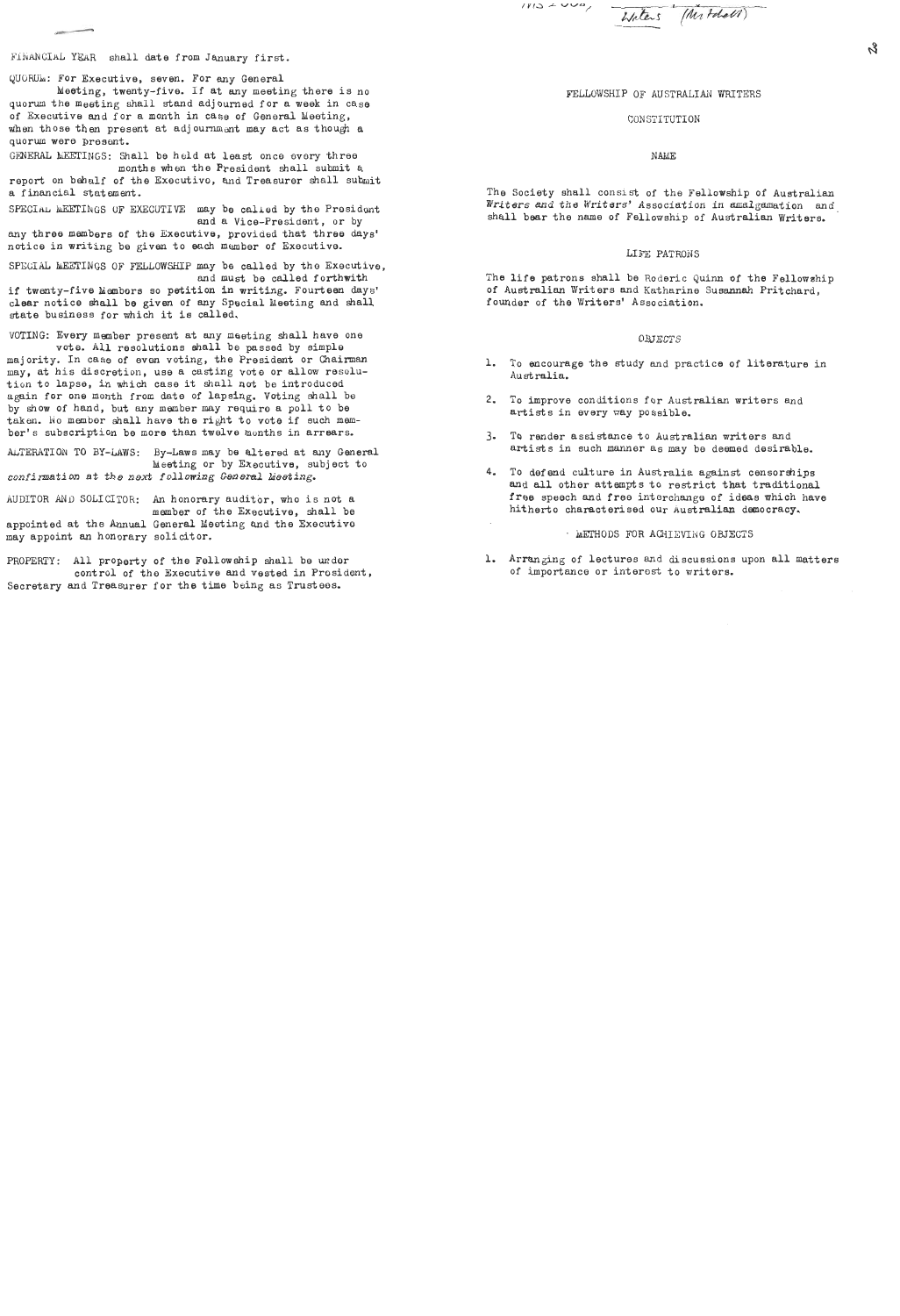FINANCIAL YEAR shall date from January first.

QUORUM: For Executive, seven. For any General Meeting, twenty-five. If at any meeting there is no quorum the meeting shall stand adjourned for a week in case of Executive and for a month in case of General Meeting, when those then present at adjournment may act as though a quorum were present.

GENERAL MEETINGS: Shall be held at least once every three months when the President shall submit a report on behalf of the Executive, and Treasurer shall submit a financial statement.

SPECIAL MEETINGS OF EXECUTIVE may be called by the President and a Vice-President, or by any three members of the Executive, provided that three days' notice in writing be given to each member of Executive.

SPECIAL MEETINGS OF FELLOWSHIP may be called by the Executive, and must be called forthwith if twenty-five Members so petition in writing. Fourteen days' clear notice shall be given of any Special Meeting and shall state business for which it is called.

VOTING: Every member present at any meeting shall have one vote. All resolutions shall be passed by simple majority. In case of even voting, the President or Chairman may, at his discretion, use a casting vote or allow resolution to lapse, in which case it shall not be introduced again for one month from date of lapsing. Voting shall be by show of hand, but any member may require a poll to be taken. No member shall have the right to vote if such member's subscription be more than twelve months in arrears.

ALTERATION TO BY-LAWS: By-Laws may be altered at any General Meeting or by Executive, subject to *confirmation at the next following General Meeting.*

AUDITOR AND SOLICITOR: An honorary auditor, who is not a member of the Executive, shall be appointed at the Annual General Meeting and the Executive may appoint an honorary solicitor.

PROPERTY: All property of the Fellowship shall be under control of the Executive and vested in President, Secretary and Treasurer for the time being as Trustees.

# FELLOWSHIP OF AUSTRALIAN WRITERS

## CONSTITUTION

### NAME

The Society shall consist of the Fellowship of Australian *Writers and the Writers' Association in amalgamation* and shall bear the name of Fellowship of Australian Writers.

### LIFE PATRONS

The life patrons shall be Roderic Quinn of the Fellowship of Australian Writers and Katharine Susannah Pritchard, founder of the Writers' Association.

### *OBJECTS*

1. To encourage the study and practice of literature in Australia.
2. To improve conditions for Australian writers and artists in every way possible.
3. To render assistance to Australian writers and artists in such manner as may be deemed desirable.
4. To defend culture in Australia against censorships and all other attempts to restrict that traditional free speech and free interchange of ideas which have hitherto characterised our Australian democracy.

### METHODS FOR ACHIEVING OBJECTS

1. Arranging of lectures and discussions upon all matters of importance or interest to writers.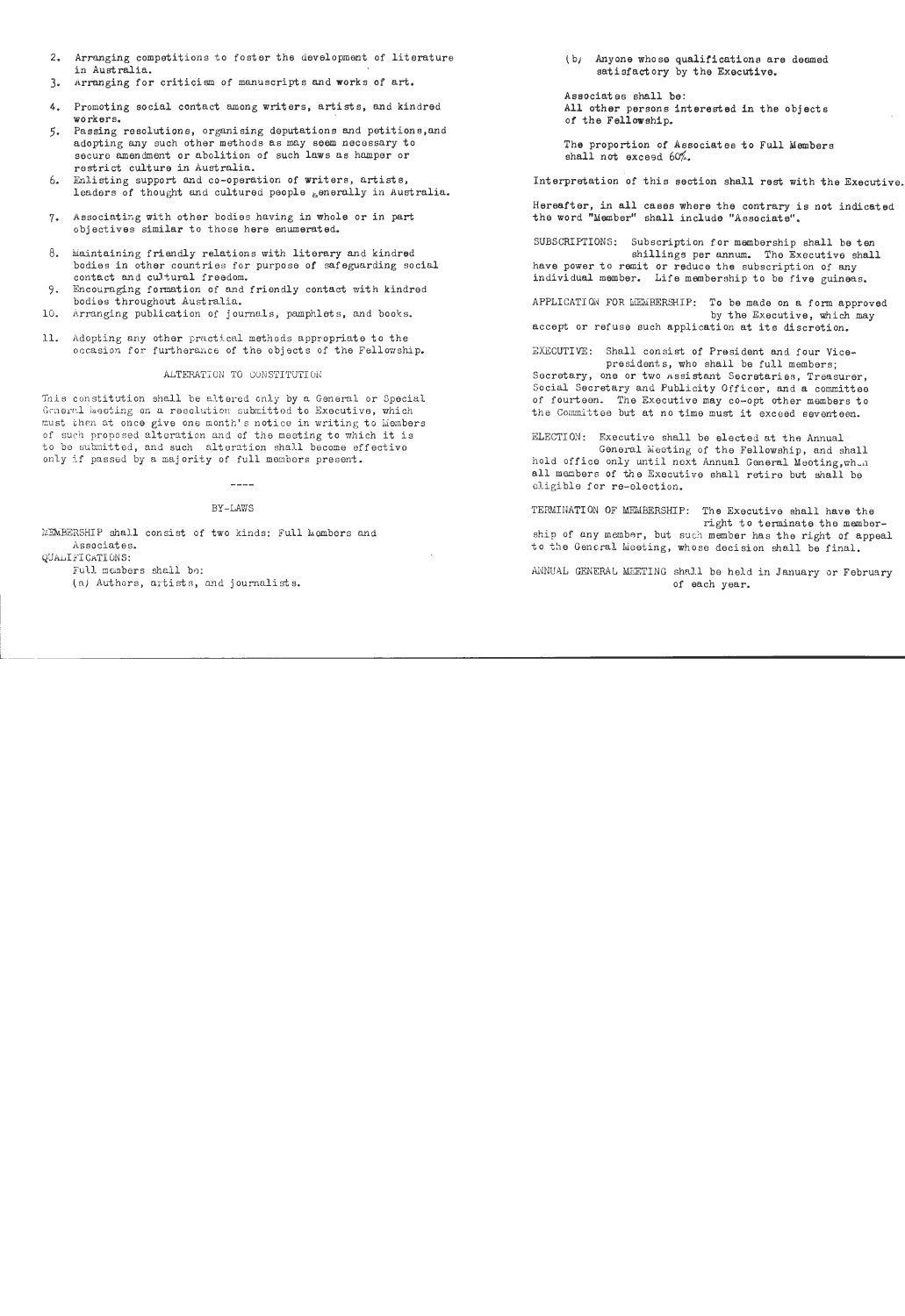2. Arranging competitions to foster the development of literature in Australia.
3. Arranging for criticism of manuscripts and works of art.
4. Promoting social contact among writers, artists, and kindred workers.
5. Passing resolutions, organising deputations and petitions, and adopting any such other methods as may seem necessary to secure amendment or abolition of such laws as hamper or restrict culture in Australia.
6. Enlisting support and co-operation of writers, artists, leaders of thought and cultured people generally in Australia.
7. Associating with other bodies having in whole or in part objectives similar to those here enumerated.
8. Maintaining friendly relations with literary and kindred bodies in other countries for purpose of safeguarding social contact and cultural freedom.
9. Encouraging formation of and friendly contact with kindred bodies throughout Australia.
10. Arranging publication of journals, pamphlets, and books.
11. Adopting any other practical methods appropriate to the occasion for furtherance of the objects of the Fellowship.

## ALTERATION TO CONSTITUTION

This constitution shall be altered only by a General or Special General Meeting on a resolution submitted to Executive, which must then at once give one month's notice in writing to Members of such proposed alteration and of the meeting to which it is to be submitted, and such alteration shall become effective only if passed by a majority of full members present.

----

## BY-LAWS

MEMBERSHIP shall consist of two kinds: Full Members and Associates.

QUALIFICATIONS:

Full members shall be:

(a) Authors, artists, and journalists.

(b) Anyone whose qualifications are deemed satisfactory by the Executive.

Associates shall be:
All other persons interested in the objects of the Fellowship.

The proportion of Associates to Full Members shall not exceed 60%.

Interpretation of this section shall rest with the Executive.

Hereafter, in all cases where the contrary is not indicated the word "Member" shall include "Associate".

SUBSCRIPTIONS: Subscription for membership shall be ten shillings per annum. The Executive shall have power to remit or reduce the subscription of any individual member. Life membership to be five guineas.

APPLICATION FOR MEMBERSHIP: To be made on a form approved by the Executive, which may accept or refuse such application at its discretion.

EXECUTIVE: Shall consist of President and four Vice-presidents, who shall be full members; Secretary, one or two Assistant Secretaries, Treasurer, Social Secretary and Publicity Officer, and a committee of fourteen. The Executive may co-opt other members to the Committee but at no time must it exceed seventeen.

ELECTION: Executive shall be elected at the Annual General Meeting of the Fellowship, and shall hold office only until next Annual General Meeting, when all members of the Executive shall retire but shall be eligible for re-election.

TERMINATION OF MEMBERSHIP: The Executive shall have the right to terminate the membership of any member, but such member has the right of appeal to the General Meeting, whose decision shall be final.

ANNUAL GENERAL MEETING shall be held in January or February of each year.